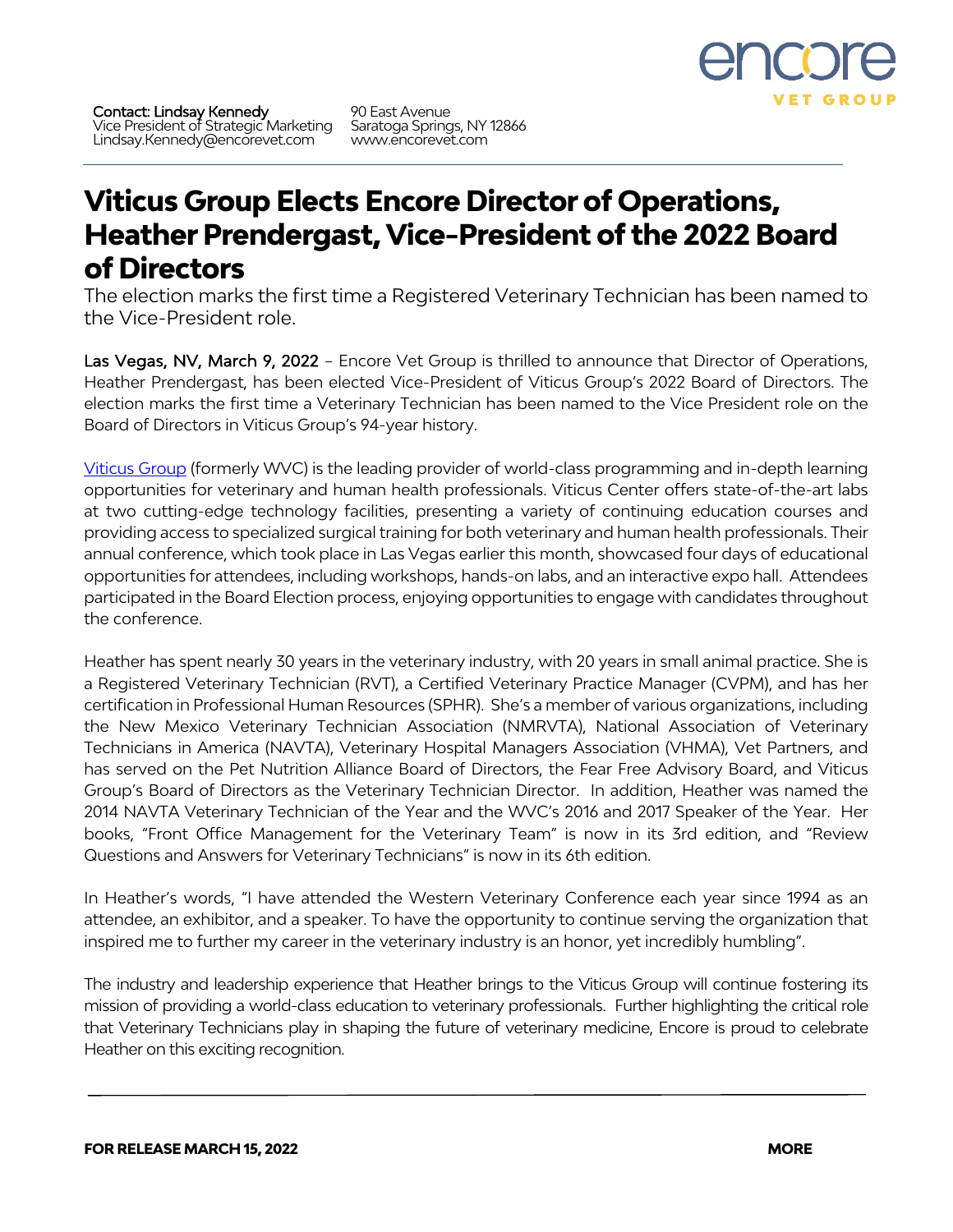**Contact: Lindsay Kennedy**
Vice President of Strategic Marketing
Lindsay.Kennedy@encorevet.com

90 East Avenue
Saratoga Springs, NY 12866
www.encorevet.com

# Viticus Group Elects Encore Director of Operations, Heather Prendergast, Vice-President of the 2022 Board of Directors

The election marks the first time a Registered Veterinary Technician has been named to the Vice-President role.

**Las Vegas, NV, March 9, 2022** – Encore Vet Group is thrilled to announce that Director of Operations, Heather Prendergast, has been elected Vice-President of Viticus Group's 2022 Board of Directors. The election marks the first time a Veterinary Technician has been named to the Vice President role on the Board of Directors in Viticus Group's 94-year history.

Viticus Group (formerly WVC) is the leading provider of world-class programming and in-depth learning opportunities for veterinary and human health professionals. Viticus Center offers state-of-the-art labs at two cutting-edge technology facilities, presenting a variety of continuing education courses and providing access to specialized surgical training for both veterinary and human health professionals. Their annual conference, which took place in Las Vegas earlier this month, showcased four days of educational opportunities for attendees, including workshops, hands-on labs, and an interactive expo hall. Attendees participated in the Board Election process, enjoying opportunities to engage with candidates throughout the conference.

Heather has spent nearly 30 years in the veterinary industry, with 20 years in small animal practice. She is a Registered Veterinary Technician (RVT), a Certified Veterinary Practice Manager (CVPM), and has her certification in Professional Human Resources (SPHR). She's a member of various organizations, including the New Mexico Veterinary Technician Association (NMRVTA), National Association of Veterinary Technicians in America (NAVTA), Veterinary Hospital Managers Association (VHMA), Vet Partners, and has served on the Pet Nutrition Alliance Board of Directors, the Fear Free Advisory Board, and Viticus Group's Board of Directors as the Veterinary Technician Director. In addition, Heather was named the 2014 NAVTA Veterinary Technician of the Year and the WVC's 2016 and 2017 Speaker of the Year. Her books, "Front Office Management for the Veterinary Team" is now in its 3rd edition, and "Review Questions and Answers for Veterinary Technicians" is now in its 6th edition.

In Heather's words, "I have attended the Western Veterinary Conference each year since 1994 as an attendee, an exhibitor, and a speaker. To have the opportunity to continue serving the organization that inspired me to further my career in the veterinary industry is an honor, yet incredibly humbling".

The industry and leadership experience that Heather brings to the Viticus Group will continue fostering its mission of providing a world-class education to veterinary professionals. Further highlighting the critical role that Veterinary Technicians play in shaping the future of veterinary medicine, Encore is proud to celebrate Heather on this exciting recognition.

**FOR RELEASE MARCH 15, 2022** **MORE**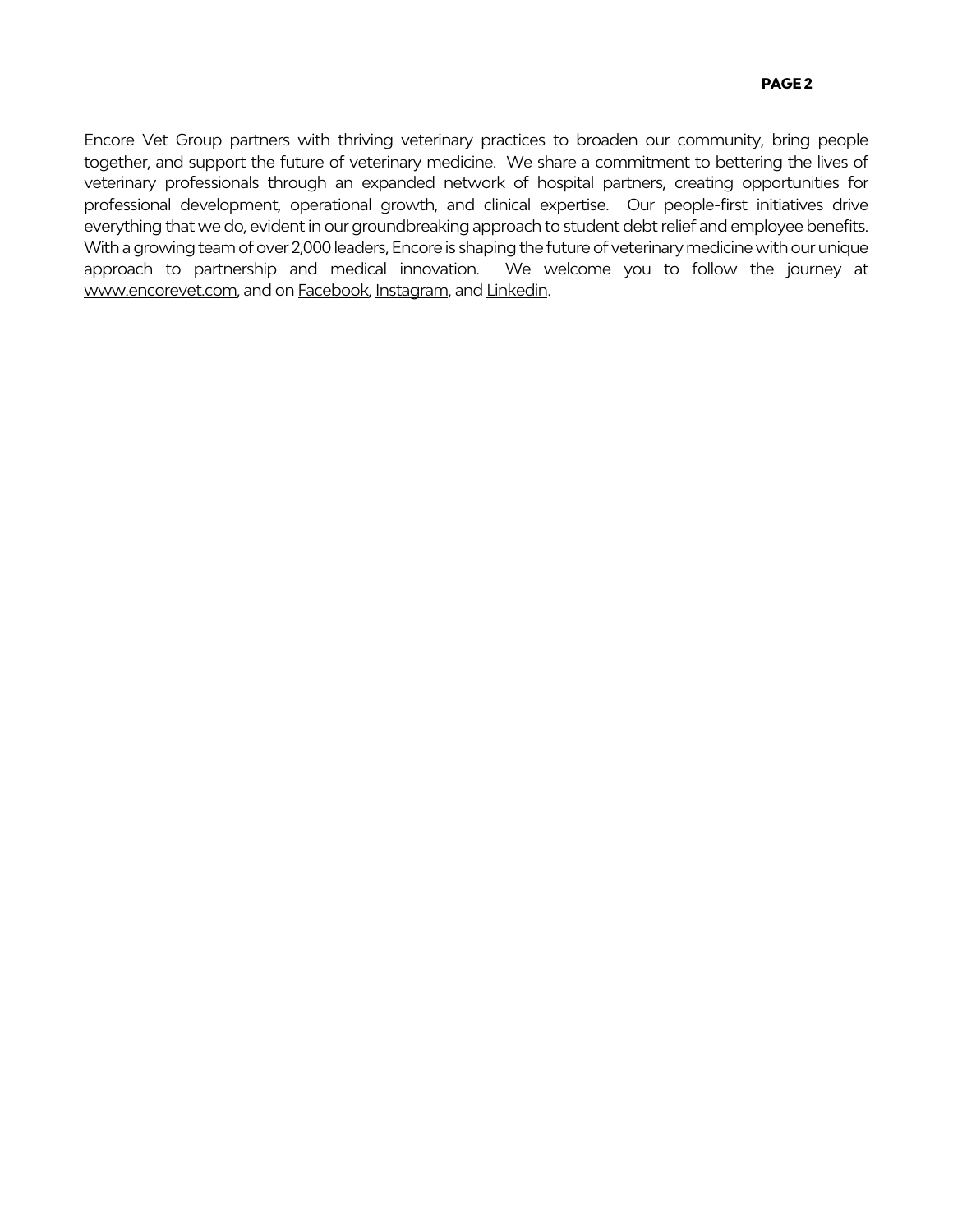Encore Vet Group partners with thriving veterinary practices to broaden our community, bring people together, and support the future of veterinary medicine. We share a commitment to bettering the lives of veterinary professionals through an expanded network of hospital partners, creating opportunities for professional development, operational growth, and clinical expertise. Our people-first initiatives drive everything that we do, evident in our groundbreaking approach to student debt relief and employee benefits. With a growing team of over 2,000 leaders, Encore is shaping the future of veterinary medicine with our unique approach to partnership and medical innovation. We welcome you to follow the journey at www.encorevet.com, and on Facebook, Instagram, and Linkedin.